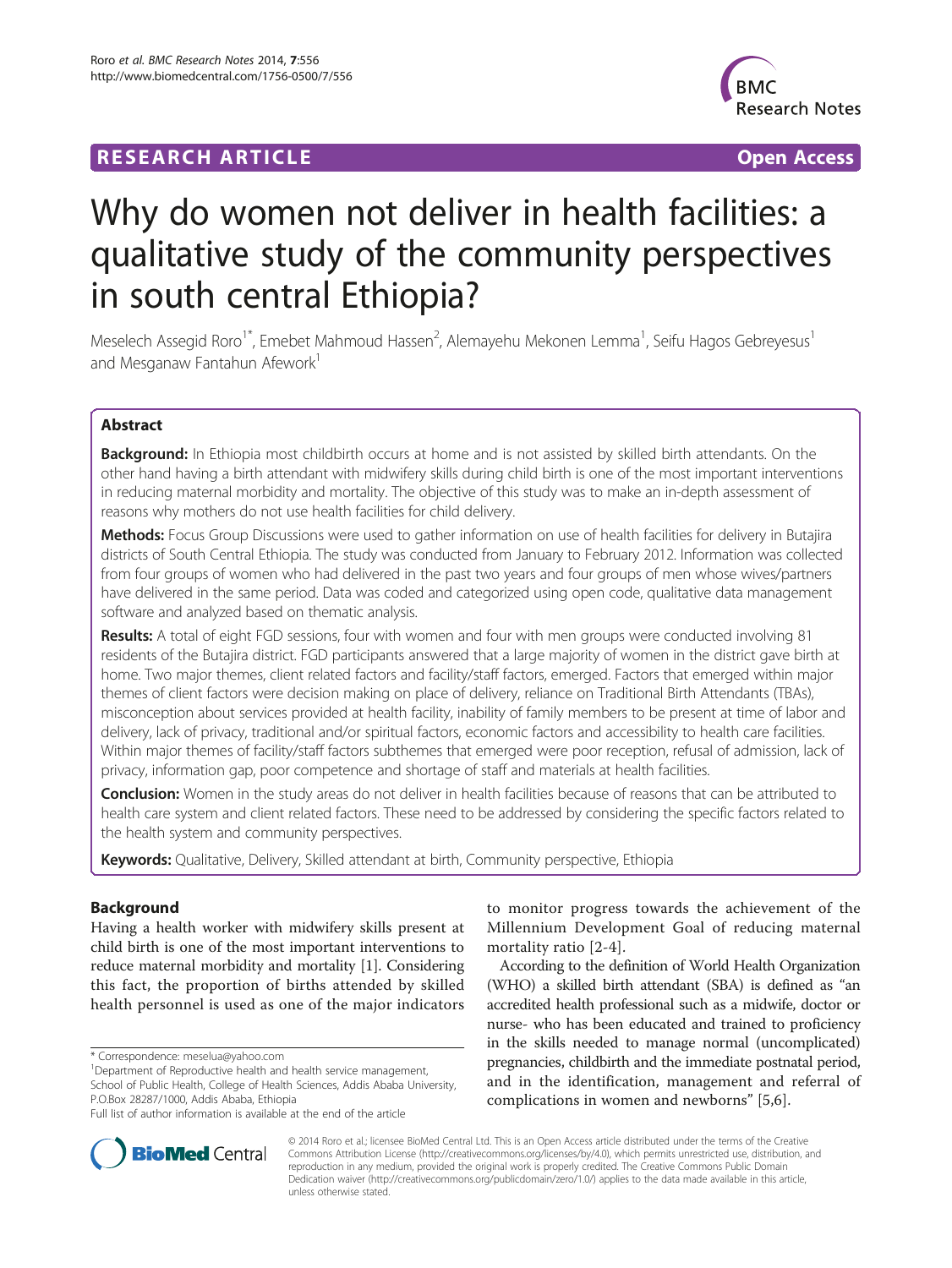RESEARCH ARTICLE

Open Access

# Why do women not deliver in health facilities: a qualitative study of the community perspectives in south central Ethiopia?

Meselech Assegid Roro[1*], Emebet Mahmoud Hassen[2], Alemayehu Mekonen Lemma[1], Seifu Hagos Gebreyesus[1] and Mesganaw Fantahun Afework[1]

## Abstract

**Background:** In Ethiopia most childbirth occurs at home and is not assisted by skilled birth attendants. On the other hand having a birth attendant with midwifery skills during child birth is one of the most important interventions in reducing maternal morbidity and mortality. The objective of this study was to make an in-depth assessment of reasons why mothers do not use health facilities for child delivery.

**Methods:** Focus Group Discussions were used to gather information on use of health facilities for delivery in Butajira districts of South Central Ethiopia. The study was conducted from January to February 2012. Information was collected from four groups of women who had delivered in the past two years and four groups of men whose wives/partners have delivered in the same period. Data was coded and categorized using open code, qualitative data management software and analyzed based on thematic analysis.

**Results:** A total of eight FGD sessions, four with women and four with men groups were conducted involving 81 residents of the Butajira district. FGD participants answered that a large majority of women in the district gave birth at home. Two major themes, client related factors and facility/staff factors, emerged. Factors that emerged within major themes of client factors were decision making on place of delivery, reliance on Traditional Birth Attendants (TBAs), misconception about services provided at health facility, inability of family members to be present at time of labor and delivery, lack of privacy, traditional and/or spiritual factors, economic factors and accessibility to health care facilities. Within major themes of facility/staff factors subthemes that emerged were poor reception, refusal of admission, lack of privacy, information gap, poor competence and shortage of staff and materials at health facilities.

**Conclusion:** Women in the study areas do not deliver in health facilities because of reasons that can be attributed to health care system and client related factors. These need to be addressed by considering the specific factors related to the health system and community perspectives.

**Keywords:** Qualitative, Delivery, Skilled attendant at birth, Community perspective, Ethiopia

## Background

Having a health worker with midwifery skills present at child birth is one of the most important interventions to reduce maternal morbidity and mortality [1]. Considering this fact, the proportion of births attended by skilled health personnel is used as one of the major indicators to monitor progress towards the achievement of the Millennium Development Goal of reducing maternal mortality ratio [2-4].

According to the definition of World Health Organization (WHO) a skilled birth attendant (SBA) is defined as "an accredited health professional such as a midwife, doctor or nurse- who has been educated and trained to proficiency in the skills needed to manage normal (uncomplicated) pregnancies, childbirth and the immediate postnatal period, and in the identification, management and referral of complications in women and newborns" [5,6].

* Correspondence: meselua@yahoo.com
[1]Department of Reproductive health and health service management, School of Public Health, College of Health Sciences, Addis Ababa University, P.O.Box 28287/1000, Addis Ababa, Ethiopia
Full list of author information is available at the end of the article

© 2014 Roro et al.; licensee BioMed Central Ltd. This is an Open Access article distributed under the terms of the Creative Commons Attribution License (http://creativecommons.org/licenses/by/4.0), which permits unrestricted use, distribution, and reproduction in any medium, provided the original work is properly credited. The Creative Commons Public Domain Dedication waiver (http://creativecommons.org/publicdomain/zero/1.0/) applies to the data made available in this article, unless otherwise stated.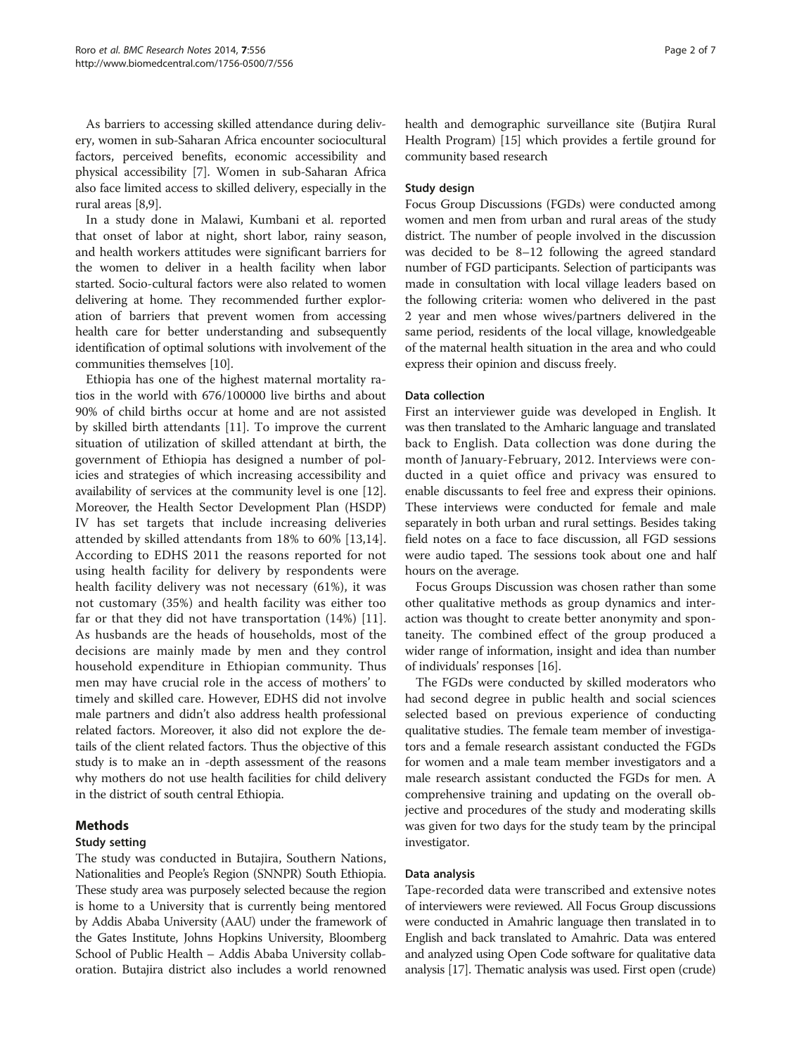As barriers to accessing skilled attendance during delivery, women in sub-Saharan Africa encounter sociocultural factors, perceived benefits, economic accessibility and physical accessibility [7]. Women in sub-Saharan Africa also face limited access to skilled delivery, especially in the rural areas [8,9].

In a study done in Malawi, Kumbani et al. reported that onset of labor at night, short labor, rainy season, and health workers attitudes were significant barriers for the women to deliver in a health facility when labor started. Socio-cultural factors were also related to women delivering at home. They recommended further exploration of barriers that prevent women from accessing health care for better understanding and subsequently identification of optimal solutions with involvement of the communities themselves [10].

Ethiopia has one of the highest maternal mortality ratios in the world with 676/100000 live births and about 90% of child births occur at home and are not assisted by skilled birth attendants [11]. To improve the current situation of utilization of skilled attendant at birth, the government of Ethiopia has designed a number of policies and strategies of which increasing accessibility and availability of services at the community level is one [12]. Moreover, the Health Sector Development Plan (HSDP) IV has set targets that include increasing deliveries attended by skilled attendants from 18% to 60% [13,14]. According to EDHS 2011 the reasons reported for not using health facility for delivery by respondents were health facility delivery was not necessary (61%), it was not customary (35%) and health facility was either too far or that they did not have transportation (14%) [11]. As husbands are the heads of households, most of the decisions are mainly made by men and they control household expenditure in Ethiopian community. Thus men may have crucial role in the access of mothers' to timely and skilled care. However, EDHS did not involve male partners and didn't also address health professional related factors. Moreover, it also did not explore the details of the client related factors. Thus the objective of this study is to make an in -depth assessment of the reasons why mothers do not use health facilities for child delivery in the district of south central Ethiopia.

## Methods

### Study setting

The study was conducted in Butajira, Southern Nations, Nationalities and People's Region (SNNPR) South Ethiopia. These study area was purposely selected because the region is home to a University that is currently being mentored by Addis Ababa University (AAU) under the framework of the Gates Institute, Johns Hopkins University, Bloomberg School of Public Health – Addis Ababa University collaboration. Butajira district also includes a world renowned health and demographic surveillance site (Butjira Rural Health Program) [15] which provides a fertile ground for community based research

### Study design

Focus Group Discussions (FGDs) were conducted among women and men from urban and rural areas of the study district. The number of people involved in the discussion was decided to be 8–12 following the agreed standard number of FGD participants. Selection of participants was made in consultation with local village leaders based on the following criteria: women who delivered in the past 2 year and men whose wives/partners delivered in the same period, residents of the local village, knowledgeable of the maternal health situation in the area and who could express their opinion and discuss freely.

### Data collection

First an interviewer guide was developed in English. It was then translated to the Amharic language and translated back to English. Data collection was done during the month of January-February, 2012. Interviews were conducted in a quiet office and privacy was ensured to enable discussants to feel free and express their opinions. These interviews were conducted for female and male separately in both urban and rural settings. Besides taking field notes on a face to face discussion, all FGD sessions were audio taped. The sessions took about one and half hours on the average.

Focus Groups Discussion was chosen rather than some other qualitative methods as group dynamics and interaction was thought to create better anonymity and spontaneity. The combined effect of the group produced a wider range of information, insight and idea than number of individuals' responses [16].

The FGDs were conducted by skilled moderators who had second degree in public health and social sciences selected based on previous experience of conducting qualitative studies. The female team member of investigators and a female research assistant conducted the FGDs for women and a male team member investigators and a male research assistant conducted the FGDs for men. A comprehensive training and updating on the overall objective and procedures of the study and moderating skills was given for two days for the study team by the principal investigator.

### Data analysis

Tape-recorded data were transcribed and extensive notes of interviewers were reviewed. All Focus Group discussions were conducted in Amahric language then translated in to English and back translated to Amahric. Data was entered and analyzed using Open Code software for qualitative data analysis [17]. Thematic analysis was used. First open (crude)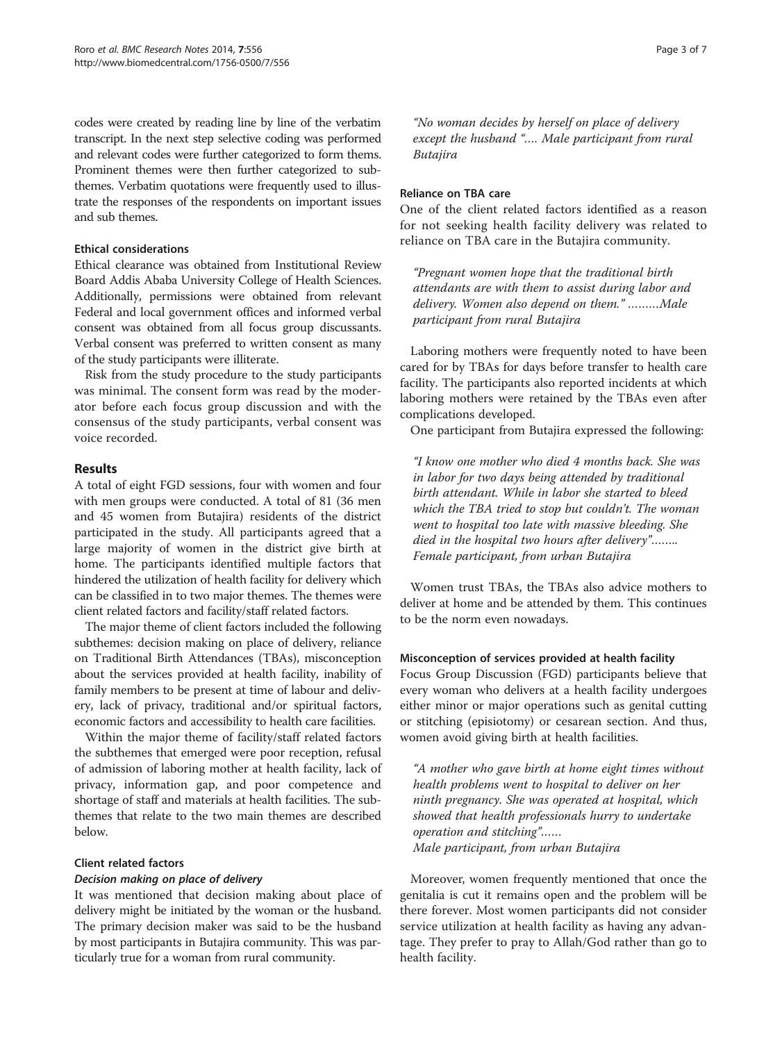codes were created by reading line by line of the verbatim transcript. In the next step selective coding was performed and relevant codes were further categorized to form thems. Prominent themes were then further categorized to sub-themes. Verbatim quotations were frequently used to illustrate the responses of the respondents on important issues and sub themes.

#### Ethical considerations

Ethical clearance was obtained from Institutional Review Board Addis Ababa University College of Health Sciences. Additionally, permissions were obtained from relevant Federal and local government offices and informed verbal consent was obtained from all focus group discussants. Verbal consent was preferred to written consent as many of the study participants were illiterate.

Risk from the study procedure to the study participants was minimal. The consent form was read by the moderator before each focus group discussion and with the consensus of the study participants, verbal consent was voice recorded.

## Results

A total of eight FGD sessions, four with women and four with men groups were conducted. A total of 81 (36 men and 45 women from Butajira) residents of the district participated in the study. All participants agreed that a large majority of women in the district give birth at home. The participants identified multiple factors that hindered the utilization of health facility for delivery which can be classified in to two major themes. The themes were client related factors and facility/staff related factors.

The major theme of client factors included the following subthemes: decision making on place of delivery, reliance on Traditional Birth Attendances (TBAs), misconception about the services provided at health facility, inability of family members to be present at time of labour and delivery, lack of privacy, traditional and/or spiritual factors, economic factors and accessibility to health care facilities.

Within the major theme of facility/staff related factors the subthemes that emerged were poor reception, refusal of admission of laboring mother at health facility, lack of privacy, information gap, and poor competence and shortage of staff and materials at health facilities. The subthemes that relate to the two main themes are described below.

### Client related factors

#### *Decision making on place of delivery*

It was mentioned that decision making about place of delivery might be initiated by the woman or the husband. The primary decision maker was said to be the husband by most participants in Butajira community. This was particularly true for a woman from rural community.

> *"No woman decides by herself on place of delivery except the husband "…. Male participant from rural Butajira*

#### Reliance on TBA care

One of the client related factors identified as a reason for not seeking health facility delivery was related to reliance on TBA care in the Butajira community.

> *"Pregnant women hope that the traditional birth attendants are with them to assist during labor and delivery. Women also depend on them." ………Male participant from rural Butajira*

Laboring mothers were frequently noted to have been cared for by TBAs for days before transfer to health care facility. The participants also reported incidents at which laboring mothers were retained by the TBAs even after complications developed.

One participant from Butajira expressed the following:

> *"I know one mother who died 4 months back. She was in labor for two days being attended by traditional birth attendant. While in labor she started to bleed which the TBA tried to stop but couldn't. The woman went to hospital too late with massive bleeding. She died in the hospital two hours after delivery"…….. Female participant, from urban Butajira*

Women trust TBAs, the TBAs also advice mothers to deliver at home and be attended by them. This continues to be the norm even nowadays.

#### Misconception of services provided at health facility

Focus Group Discussion (FGD) participants believe that every woman who delivers at a health facility undergoes either minor or major operations such as genital cutting or stitching (episiotomy) or cesarean section. And thus, women avoid giving birth at health facilities.

> *"A mother who gave birth at home eight times without health problems went to hospital to deliver on her ninth pregnancy. She was operated at hospital, which showed that health professionals hurry to undertake operation and stitching"……*
> *Male participant, from urban Butajira*

Moreover, women frequently mentioned that once the genitalia is cut it remains open and the problem will be there forever. Most women participants did not consider service utilization at health facility as having any advantage. They prefer to pray to Allah/God rather than go to health facility.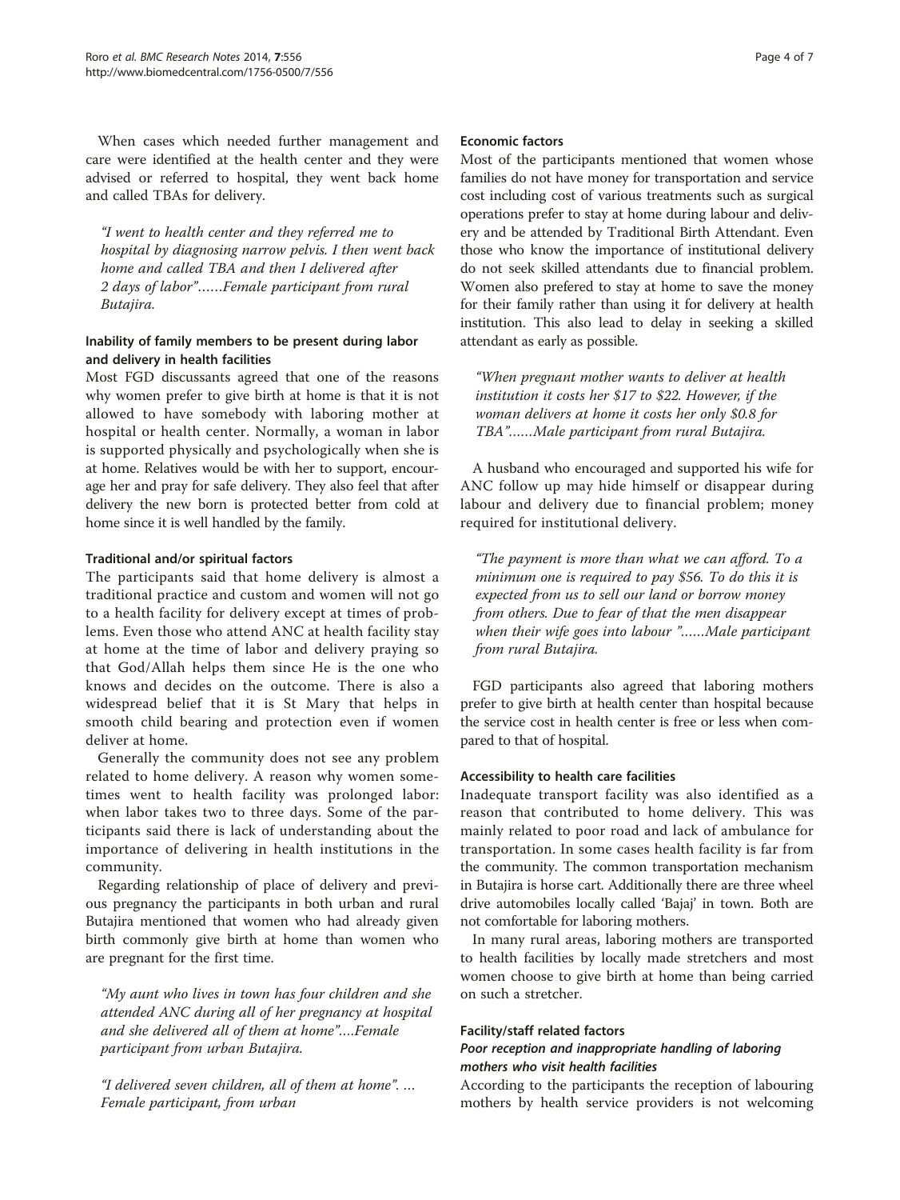When cases which needed further management and care were identified at the health center and they were advised or referred to hospital, they went back home and called TBAs for delivery.

> *"I went to health center and they referred me to hospital by diagnosing narrow pelvis. I then went back home and called TBA and then I delivered after 2 days of labor"……Female participant from rural Butajira.*

### Inability of family members to be present during labor and delivery in health facilities

Most FGD discussants agreed that one of the reasons why women prefer to give birth at home is that it is not allowed to have somebody with laboring mother at hospital or health center. Normally, a woman in labor is supported physically and psychologically when she is at home. Relatives would be with her to support, encourage her and pray for safe delivery. They also feel that after delivery the new born is protected better from cold at home since it is well handled by the family.

### Traditional and/or spiritual factors

The participants said that home delivery is almost a traditional practice and custom and women will not go to a health facility for delivery except at times of problems. Even those who attend ANC at health facility stay at home at the time of labor and delivery praying so that God/Allah helps them since He is the one who knows and decides on the outcome. There is also a widespread belief that it is St Mary that helps in smooth child bearing and protection even if women deliver at home.

Generally the community does not see any problem related to home delivery. A reason why women sometimes went to health facility was prolonged labor: when labor takes two to three days. Some of the participants said there is lack of understanding about the importance of delivering in health institutions in the community.

Regarding relationship of place of delivery and previous pregnancy the participants in both urban and rural Butajira mentioned that women who had already given birth commonly give birth at home than women who are pregnant for the first time.

> *"My aunt who lives in town has four children and she attended ANC during all of her pregnancy at hospital and she delivered all of them at home"….Female participant from urban Butajira.*

> *"I delivered seven children, all of them at home". … Female participant, from urban*

### Economic factors

Most of the participants mentioned that women whose families do not have money for transportation and service cost including cost of various treatments such as surgical operations prefer to stay at home during labour and delivery and be attended by Traditional Birth Attendant. Even those who know the importance of institutional delivery do not seek skilled attendants due to financial problem. Women also prefered to stay at home to save the money for their family rather than using it for delivery at health institution. This also lead to delay in seeking a skilled attendant as early as possible.

> *"When pregnant mother wants to deliver at health institution it costs her $17 to $22. However, if the woman delivers at home it costs her only $0.8 for TBA"……Male participant from rural Butajira.*

A husband who encouraged and supported his wife for ANC follow up may hide himself or disappear during labour and delivery due to financial problem; money required for institutional delivery.

> *"The payment is more than what we can afford. To a minimum one is required to pay $56. To do this it is expected from us to sell our land or borrow money from others. Due to fear of that the men disappear when their wife goes into labour "……Male participant from rural Butajira.*

FGD participants also agreed that laboring mothers prefer to give birth at health center than hospital because the service cost in health center is free or less when compared to that of hospital.

### Accessibility to health care facilities

Inadequate transport facility was also identified as a reason that contributed to home delivery. This was mainly related to poor road and lack of ambulance for transportation. In some cases health facility is far from the community. The common transportation mechanism in Butajira is horse cart. Additionally there are three wheel drive automobiles locally called 'Bajaj' in town. Both are not comfortable for laboring mothers.

In many rural areas, laboring mothers are transported to health facilities by locally made stretchers and most women choose to give birth at home than being carried on such a stretcher.

### Facility/staff related factors

#### *Poor reception and inappropriate handling of laboring mothers who visit health facilities*

According to the participants the reception of labouring mothers by health service providers is not welcoming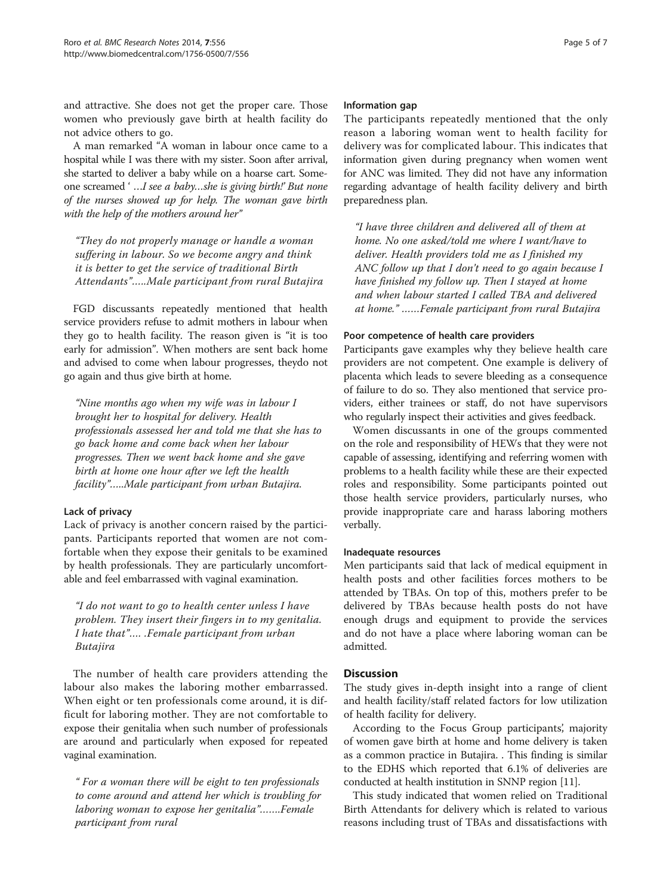and attractive. She does not get the proper care. Those women who previously gave birth at health facility do not advice others to go.

A man remarked "A woman in labour once came to a hospital while I was there with my sister. Soon after arrival, she started to deliver a baby while on a hoarse cart. Someone screamed ' …*I see a baby…she is giving birth!' But none of the nurses showed up for help. The woman gave birth with the help of the mothers around her*"

> *"They do not properly manage or handle a woman suffering in labour. So we become angry and think it is better to get the service of traditional Birth Attendants"…..Male participant from rural Butajira*

FGD discussants repeatedly mentioned that health service providers refuse to admit mothers in labour when they go to health facility. The reason given is "it is too early for admission". When mothers are sent back home and advised to come when labour progresses, theydo not go again and thus give birth at home.

> *"Nine months ago when my wife was in labour I brought her to hospital for delivery. Health professionals assessed her and told me that she has to go back home and come back when her labour progresses. Then we went back home and she gave birth at home one hour after we left the health facility"…..Male participant from urban Butajira.*

#### Lack of privacy

Lack of privacy is another concern raised by the participants. Participants reported that women are not comfortable when they expose their genitals to be examined by health professionals. They are particularly uncomfortable and feel embarrassed with vaginal examination.

> *"I do not want to go to health center unless I have problem. They insert their fingers in to my genitalia. I hate that"…. .Female participant from urban Butajira*

The number of health care providers attending the labour also makes the laboring mother embarrassed. When eight or ten professionals come around, it is difficult for laboring mother. They are not comfortable to expose their genitalia when such number of professionals are around and particularly when exposed for repeated vaginal examination.

> *" For a woman there will be eight to ten professionals to come around and attend her which is troubling for laboring woman to expose her genitalia"…….Female participant from rural*

#### Information gap

The participants repeatedly mentioned that the only reason a laboring woman went to health facility for delivery was for complicated labour. This indicates that information given during pregnancy when women went for ANC was limited. They did not have any information regarding advantage of health facility delivery and birth preparedness plan.

> *"I have three children and delivered all of them at home. No one asked/told me where I want/have to deliver. Health providers told me as I finished my ANC follow up that I don't need to go again because I have finished my follow up. Then I stayed at home and when labour started I called TBA and delivered at home." ……Female participant from rural Butajira*

#### Poor competence of health care providers

Participants gave examples why they believe health care providers are not competent. One example is delivery of placenta which leads to severe bleeding as a consequence of failure to do so. They also mentioned that service providers, either trainees or staff, do not have supervisors who regularly inspect their activities and gives feedback.

Women discussants in one of the groups commented on the role and responsibility of HEWs that they were not capable of assessing, identifying and referring women with problems to a health facility while these are their expected roles and responsibility. Some participants pointed out those health service providers, particularly nurses, who provide inappropriate care and harass laboring mothers verbally.

#### Inadequate resources

Men participants said that lack of medical equipment in health posts and other facilities forces mothers to be attended by TBAs. On top of this, mothers prefer to be delivered by TBAs because health posts do not have enough drugs and equipment to provide the services and do not have a place where laboring woman can be admitted.

## Discussion

The study gives in-depth insight into a range of client and health facility/staff related factors for low utilization of health facility for delivery.

According to the Focus Group participants', majority of women gave birth at home and home delivery is taken as a common practice in Butajira. . This finding is similar to the EDHS which reported that 6.1% of deliveries are conducted at health institution in SNNP region [11].

This study indicated that women relied on Traditional Birth Attendants for delivery which is related to various reasons including trust of TBAs and dissatisfactions with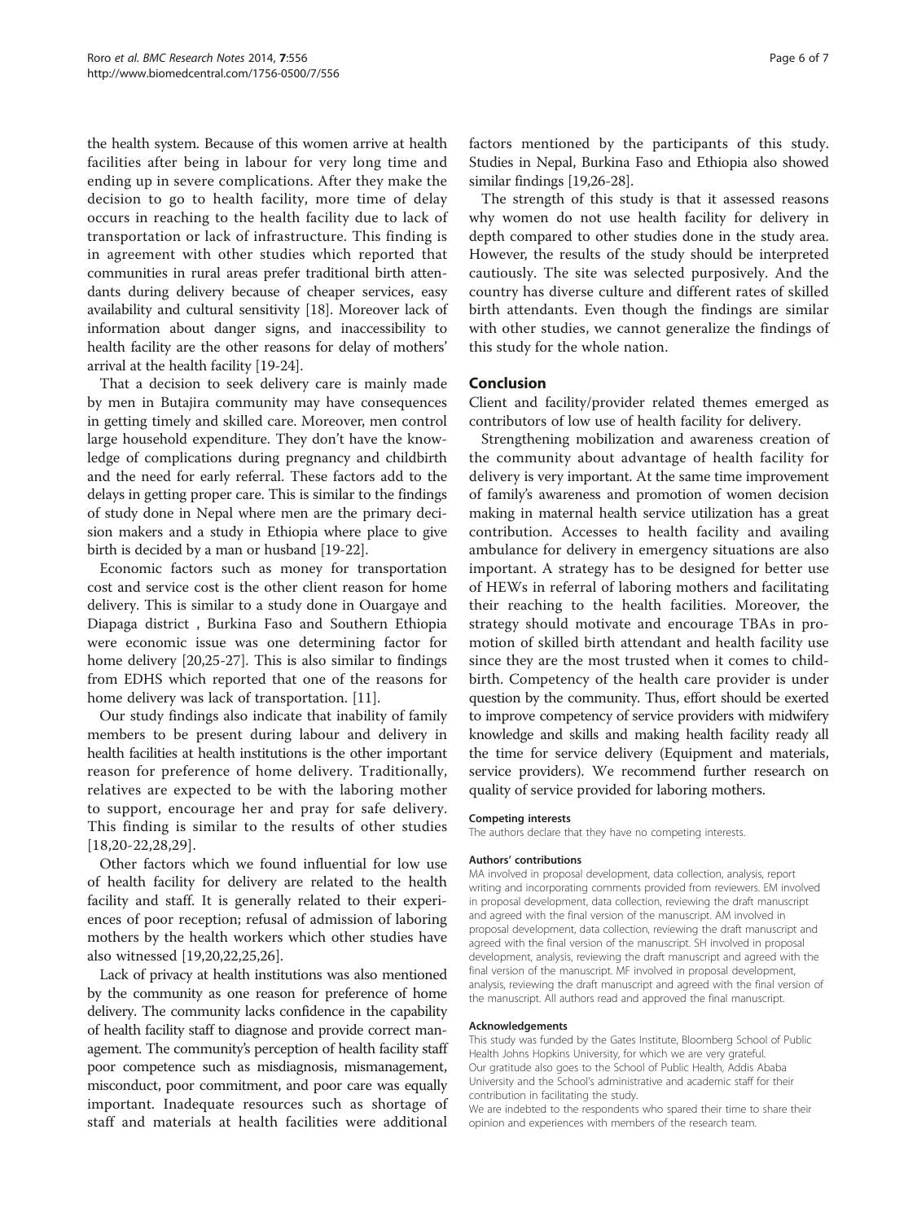the health system. Because of this women arrive at health facilities after being in labour for very long time and ending up in severe complications. After they make the decision to go to health facility, more time of delay occurs in reaching to the health facility due to lack of transportation or lack of infrastructure. This finding is in agreement with other studies which reported that communities in rural areas prefer traditional birth attendants during delivery because of cheaper services, easy availability and cultural sensitivity [18]. Moreover lack of information about danger signs, and inaccessibility to health facility are the other reasons for delay of mothers' arrival at the health facility [19-24].

That a decision to seek delivery care is mainly made by men in Butajira community may have consequences in getting timely and skilled care. Moreover, men control large household expenditure. They don't have the knowledge of complications during pregnancy and childbirth and the need for early referral. These factors add to the delays in getting proper care. This is similar to the findings of study done in Nepal where men are the primary decision makers and a study in Ethiopia where place to give birth is decided by a man or husband [19-22].

Economic factors such as money for transportation cost and service cost is the other client reason for home delivery. This is similar to a study done in Ouargaye and Diapaga district , Burkina Faso and Southern Ethiopia were economic issue was one determining factor for home delivery [20,25-27]. This is also similar to findings from EDHS which reported that one of the reasons for home delivery was lack of transportation. [11].

Our study findings also indicate that inability of family members to be present during labour and delivery in health facilities at health institutions is the other important reason for preference of home delivery. Traditionally, relatives are expected to be with the laboring mother to support, encourage her and pray for safe delivery. This finding is similar to the results of other studies [18,20-22,28,29].

Other factors which we found influential for low use of health facility for delivery are related to the health facility and staff. It is generally related to their experiences of poor reception; refusal of admission of laboring mothers by the health workers which other studies have also witnessed [19,20,22,25,26].

Lack of privacy at health institutions was also mentioned by the community as one reason for preference of home delivery. The community lacks confidence in the capability of health facility staff to diagnose and provide correct management. The community's perception of health facility staff poor competence such as misdiagnosis, mismanagement, misconduct, poor commitment, and poor care was equally important. Inadequate resources such as shortage of staff and materials at health facilities were additional factors mentioned by the participants of this study. Studies in Nepal, Burkina Faso and Ethiopia also showed similar findings [19,26-28].

The strength of this study is that it assessed reasons why women do not use health facility for delivery in depth compared to other studies done in the study area. However, the results of the study should be interpreted cautiously. The site was selected purposively. And the country has diverse culture and different rates of skilled birth attendants. Even though the findings are similar with other studies, we cannot generalize the findings of this study for the whole nation.

## Conclusion

Client and facility/provider related themes emerged as contributors of low use of health facility for delivery.

Strengthening mobilization and awareness creation of the community about advantage of health facility for delivery is very important. At the same time improvement of family's awareness and promotion of women decision making in maternal health service utilization has a great contribution. Accesses to health facility and availing ambulance for delivery in emergency situations are also important. A strategy has to be designed for better use of HEWs in referral of laboring mothers and facilitating their reaching to the health facilities. Moreover, the strategy should motivate and encourage TBAs in promotion of skilled birth attendant and health facility use since they are the most trusted when it comes to childbirth. Competency of the health care provider is under question by the community. Thus, effort should be exerted to improve competency of service providers with midwifery knowledge and skills and making health facility ready all the time for service delivery (Equipment and materials, service providers). We recommend further research on quality of service provided for laboring mothers.

#### Competing interests

The authors declare that they have no competing interests.

#### Authors' contributions

MA involved in proposal development, data collection, analysis, report writing and incorporating comments provided from reviewers. EM involved in proposal development, data collection, reviewing the draft manuscript and agreed with the final version of the manuscript. AM involved in proposal development, data collection, reviewing the draft manuscript and agreed with the final version of the manuscript. SH involved in proposal development, analysis, reviewing the draft manuscript and agreed with the final version of the manuscript. MF involved in proposal development, analysis, reviewing the draft manuscript and agreed with the final version of the manuscript. All authors read and approved the final manuscript.

#### Acknowledgements

This study was funded by the Gates Institute, Bloomberg School of Public Health Johns Hopkins University, for which we are very grateful.
Our gratitude also goes to the School of Public Health, Addis Ababa University and the School's administrative and academic staff for their contribution in facilitating the study.
We are indebted to the respondents who spared their time to share their opinion and experiences with members of the research team.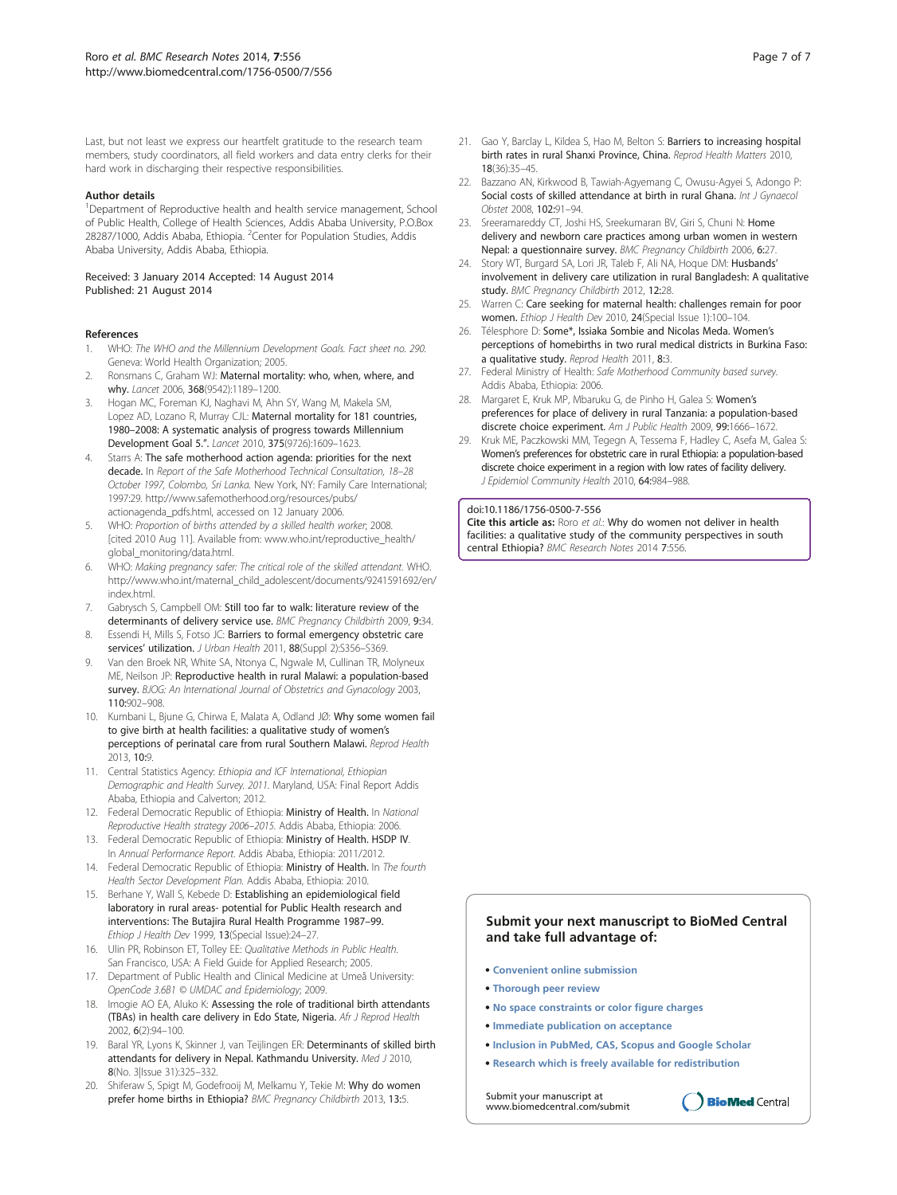Last, but not least we express our heartfelt gratitude to the research team members, study coordinators, all field workers and data entry clerks for their hard work in discharging their respective responsibilities.

#### Author details

[1]Department of Reproductive health and health service management, School of Public Health, College of Health Sciences, Addis Ababa University, P.O.Box 28287/1000, Addis Ababa, Ethiopia. [2]Center for Population Studies, Addis Ababa University, Addis Ababa, Ethiopia.

Received: 3 January 2014 Accepted: 14 August 2014
Published: 21 August 2014

#### References

1. WHO: *The WHO and the Millennium Development Goals. Fact sheet no. 290*. Geneva: World Health Organization; 2005.
2. Ronsmans C, Graham WJ: **Maternal mortality: who, when, where, and why.** *Lancet* 2006, **368**(9542):1189–1200.
3. Hogan MC, Foreman KJ, Naghavi M, Ahn SY, Wang M, Makela SM, Lopez AD, Lozano R, Murray CJL: **Maternal mortality for 181 countries, 1980–2008: A systematic analysis of progress towards Millennium Development Goal 5.".** *Lancet* 2010, **375**(9726):1609–1623.
4. Starrs A: **The safe motherhood action agenda: priorities for the next decade.** In *Report of the Safe Motherhood Technical Consultation, 18–28 October 1997, Colombo, Sri Lanka*. New York, NY: Family Care International; 1997:29. http://www.safemotherhood.org/resources/pubs/actionagenda_pdfs.html, accessed on 12 January 2006.
5. WHO: *Proportion of births attended by a skilled health worker*; 2008. [cited 2010 Aug 11]. Available from: www.who.int/reproductive_health/global_monitoring/data.html.
6. WHO: *Making pregnancy safer: The critical role of the skilled attendant*. WHO. http://www.who.int/maternal_child_adolescent/documents/9241591692/en/index.html.
7. Gabrysch S, Campbell OM: **Still too far to walk: literature review of the determinants of delivery service use.** *BMC Pregnancy Childbirth* 2009, **9**:34.
8. Essendi H, Mills S, Fotso JC: **Barriers to formal emergency obstetric care services' utilization.** *J Urban Health* 2011, **88**(Suppl 2):S356–S369.
9. Van den Broek NR, White SA, Ntonya C, Ngwale M, Cullinan TR, Molyneux ME, Neilson JP: **Reproductive health in rural Malawi: a population-based survey.** *BJOG: An International Journal of Obstetrics and Gynacology* 2003, **110**:902–908.
10. Kumbani L, Bjune G, Chirwa E, Malata A, Odland JØ: **Why some women fail to give birth at health facilities: a qualitative study of women's perceptions of perinatal care from rural Southern Malawi.** *Reprod Health* 2013, **10**:9.
11. Central Statistics Agency: *Ethiopia and ICF International, Ethiopian Demographic and Health Survey. 2011*. Maryland, USA: Final Report Addis Ababa, Ethiopia and Calverton; 2012.
12. Federal Democratic Republic of Ethiopia: **Ministry of Health.** In *National Reproductive Health strategy 2006–2015*. Addis Ababa, Ethiopia: 2006.
13. Federal Democratic Republic of Ethiopia: **Ministry of Health. HSDP IV.** In *Annual Performance Report*. Addis Ababa, Ethiopia: 2011/2012.
14. Federal Democratic Republic of Ethiopia: **Ministry of Health.** In *The fourth Health Sector Development Plan*. Addis Ababa, Ethiopia: 2010.
15. Berhane Y, Wall S, Kebede D: **Establishing an epidemiological field laboratory in rural areas- potential for Public Health research and interventions: The Butajira Rural Health Programme 1987–99.** *Ethiop J Health Dev* 1999, **13**(Special Issue):24–27.
16. Ulin PR, Robinson ET, Tolley EE: *Qualitative Methods in Public Health*. San Francisco, USA: A Field Guide for Applied Research; 2005.
17. Department of Public Health and Clinical Medicine at Umeå University: *OpenCode 3.6B1 © UMDAC and Epidemiology*; 2009.
18. Imogie AO EA, Aluko K: **Assessing the role of traditional birth attendants (TBAs) in health care delivery in Edo State, Nigeria.** *Afr J Reprod Health* 2002, **6**(2):94–100.
19. Baral YR, Lyons K, Skinner J, van Teijlingen ER: **Determinants of skilled birth attendants for delivery in Nepal. Kathmandu University.** *Med J* 2010, **8**(No. 3|Issue 31):325–332.
20. Shiferaw S, Spigt M, Godefrooij M, Melkamu Y, Tekie M: **Why do women prefer home births in Ethiopia?** *BMC Pregnancy Childbirth* 2013, **13**:5.
21. Gao Y, Barclay L, Kildea S, Hao M, Belton S: **Barriers to increasing hospital birth rates in rural Shanxi Province, China.** *Reprod Health Matters* 2010, **18**(36):35–45.
22. Bazzano AN, Kirkwood B, Tawiah-Agyemang C, Owusu-Agyei S, Adongo P: **Social costs of skilled attendance at birth in rural Ghana.** *Int J Gynaecol Obstet* 2008, **102**:91–94.
23. Sreeramareddy CT, Joshi HS, Sreekumaran BV, Giri S, Chuni N: **Home delivery and newborn care practices among urban women in western Nepal: a questionnaire survey.** *BMC Pregnancy Childbirth* 2006, **6**:27.
24. Story WT, Burgard SA, Lori JR, Taleb F, Ali NA, Hoque DM: **Husbands' involvement in delivery care utilization in rural Bangladesh: A qualitative study.** *BMC Pregnancy Childbirth* 2012, **12**:28.
25. Warren C: **Care seeking for maternal health: challenges remain for poor women.** *Ethiop J Health Dev* 2010, **24**(Special Issue 1):100–104.
26. Télesphore D: **Some\*, Issiaka Sombie and Nicolas Meda. Women's perceptions of homebirths in two rural medical districts in Burkina Faso: a qualitative study.** *Reprod Health* 2011, **8**:3.
27. Federal Ministry of Health: *Safe Motherhood Community based survey*. Addis Ababa, Ethiopia: 2006.
28. Margaret E, Kruk MP, Mbaruku G, de Pinho H, Galea S: **Women's preferences for place of delivery in rural Tanzania: a population-based discrete choice experiment.** *Am J Public Health* 2009, **99**:1666–1672.
29. Kruk ME, Paczkowski MM, Tegegn A, Tessema F, Hadley C, Asefa M, Galea S: **Women's preferences for obstetric care in rural Ethiopia: a population-based discrete choice experiment in a region with low rates of facility delivery.** *J Epidemiol Community Health* 2010, **64**:984–988.

doi:10.1186/1756-0500-7-556
**Cite this article as:** Roro *et al.*: Why do women not deliver in health facilities: a qualitative study of the community perspectives in south central Ethiopia? *BMC Research Notes* 2014 **7**:556.

**Submit your next manuscript to BioMed Central and take full advantage of:**

- Convenient online submission
- Thorough peer review
- No space constraints or color figure charges
- Immediate publication on acceptance
- Inclusion in PubMed, CAS, Scopus and Google Scholar
- Research which is freely available for redistribution

Submit your manuscript at www.biomedcentral.com/submit

BioMed Central